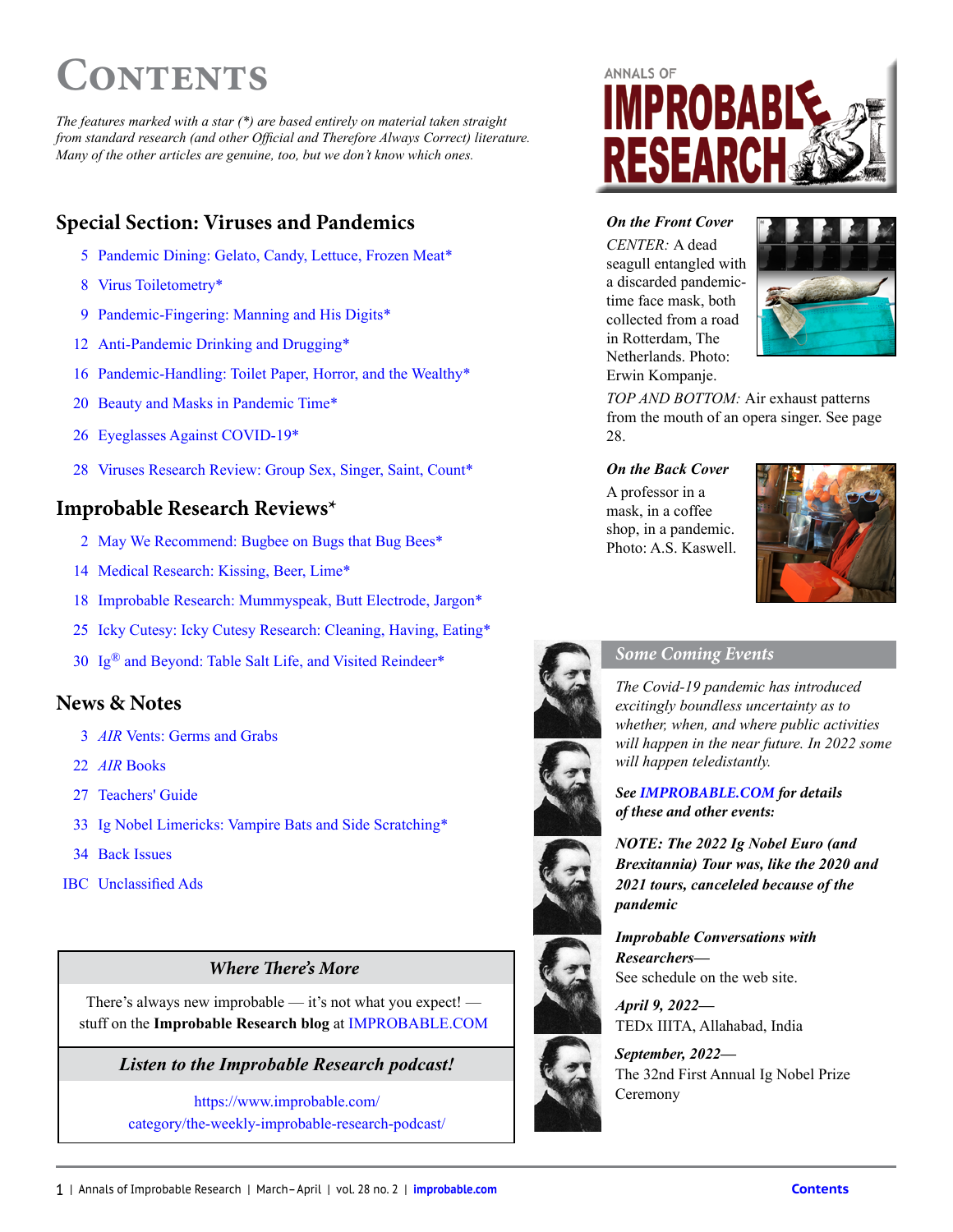# CONTENTS

*The features marked with a star (*) are based entirely on material taken straight from standard research (and other Official and Therefore Always Correct) literature. Many of the other articles are genuine, too, but we don't know which ones.*

## Special Section: Viruses and Pandemics

- 5 Pandemic Dining: Gelato, Candy, Lettuce, Frozen Meat*
- 8 Virus Toiletometry*
- 9 Pandemic-Fingering: Manning and His Digits*
- 12 Anti-Pandemic Drinking and Drugging*
- 16 Pandemic-Handling: Toilet Paper, Horror, and the Wealthy*
- 20 Beauty and Masks in Pandemic Time*
- 26 Eyeglasses Against COVID-19*
- 28 Viruses Research Review: Group Sex, Singer, Saint, Count*

## Improbable Research Reviews*

- 2 May We Recommend: Bugbee on Bugs that Bug Bees*
- 14 Medical Research: Kissing, Beer, Lime*
- 18 Improbable Research: Mummyspeak, Butt Electrode, Jargon*
- 25 Icky Cutesy: Icky Cutesy Research: Cleaning, Having, Eating*
- 30 Ig® and Beyond: Table Salt Life, and Visited Reindeer*

## News & Notes

- 3 *AIR* Vents: Germs and Grabs
- 22 *AIR* Books
- 27 Teachers' Guide
- 33 Ig Nobel Limericks: Vampire Bats and Side Scratching*
- 34 Back Issues
- IBC Unclassified Ads

### *Where There's More*

There's always new improbable — it's not what you expect! — stuff on the **Improbable Research blog** at IMPROBABLE.COM

### *Listen to the Improbable Research podcast!*

https://www.improbable.com/category/the-weekly-improbable-research-podcast/

ANNALS OF IMPROBABLE RESEARCH

***On the Front Cover***

*CENTER:* A dead seagull entangled with a discarded pandemic-time face mask, both collected from a road in Rotterdam, The Netherlands. Photo: Erwin Kompanje.

*TOP AND BOTTOM:* Air exhaust patterns from the mouth of an opera singer. See page 28.

***On the Back Cover***

A professor in a mask, in a coffee shop, in a pandemic. Photo: A.S. Kaswell.

### *Some Coming Events*

*The Covid-19 pandemic has introduced excitingly boundless uncertainty as to whether, when, and where public activities will happen in the near future. In 2022 some will happen teledistantly.*

***See IMPROBABLE.COM for details of these and other events:***

***NOTE: The 2022 Ig Nobel Euro (and Brexitannia) Tour was, like the 2020 and 2021 tours, canceleled because of the pandemic***

***Improbable Conversations with Researchers—***
See schedule on the web site.

***April 9, 2022—***
TEDx IIITA, Allahabad, India

***September, 2022—***
The 32nd First Annual Ig Nobel Prize Ceremony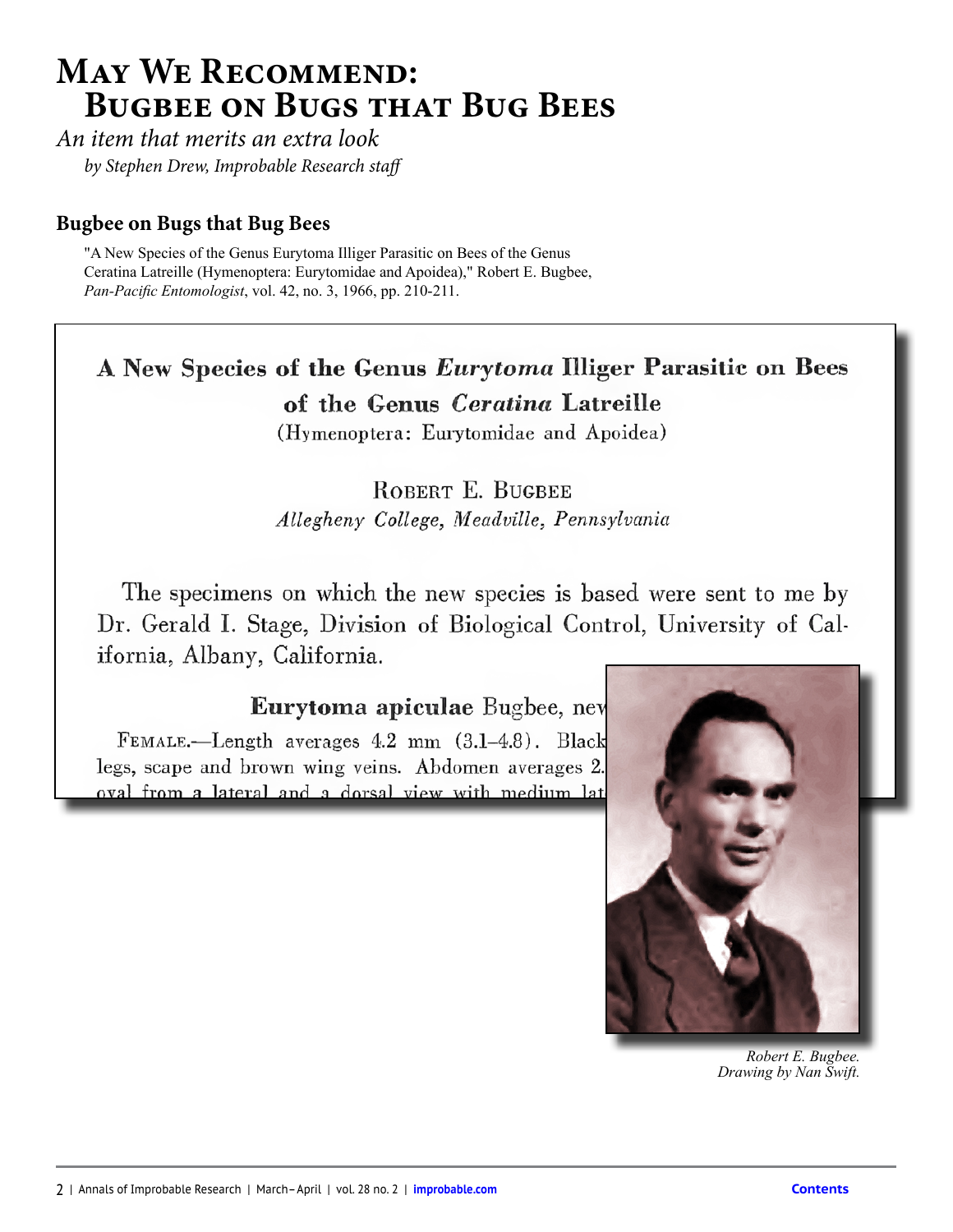# May We Recommend: Bugbee on Bugs that Bug Bees

*An item that merits an extra look*

*by Stephen Drew, Improbable Research staff*

## Bugbee on Bugs that Bug Bees

"A New Species of the Genus Eurytoma Illiger Parasitic on Bees of the Genus Ceratina Latreille (Hymenoptera: Eurytomidae and Apoidea)," Robert E. Bugbee, *Pan-Pacific Entomologist*, vol. 42, no. 3, 1966, pp. 210-211.

**A New Species of the Genus *Eurytoma* Illiger Parasitic on Bees of the Genus *Ceratina* Latreille**

(Hymenoptera: Eurytomidae and Apoidea)

Robert E. Bugbee

*Allegheny College, Meadville, Pennsylvania*

The specimens on which the new species is based were sent to me by Dr. Gerald I. Stage, Division of Biological Control, University of California, Albany, California.

**Eurytoma apiculae** Bugbee, new

Female.—Length averages 4.2 mm (3.1–4.8). Black legs, scape and brown wing veins. Abdomen averages 2. oval from a lateral and a dorsal view with medium lat

*Robert E. Bugbee.*
*Drawing by Nan Swift.*